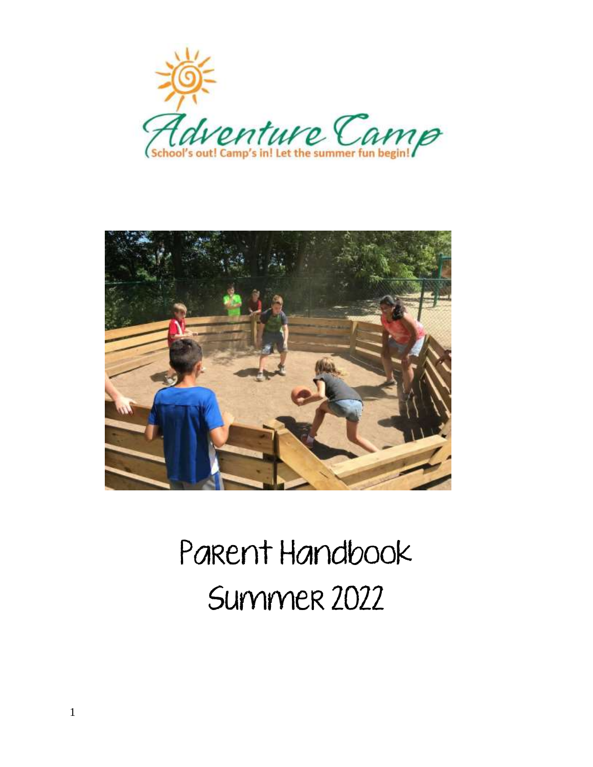Adventure Camp

School's out! Camp's in! Let the summer fun begin!

# Parent Handbook

# Summer 2022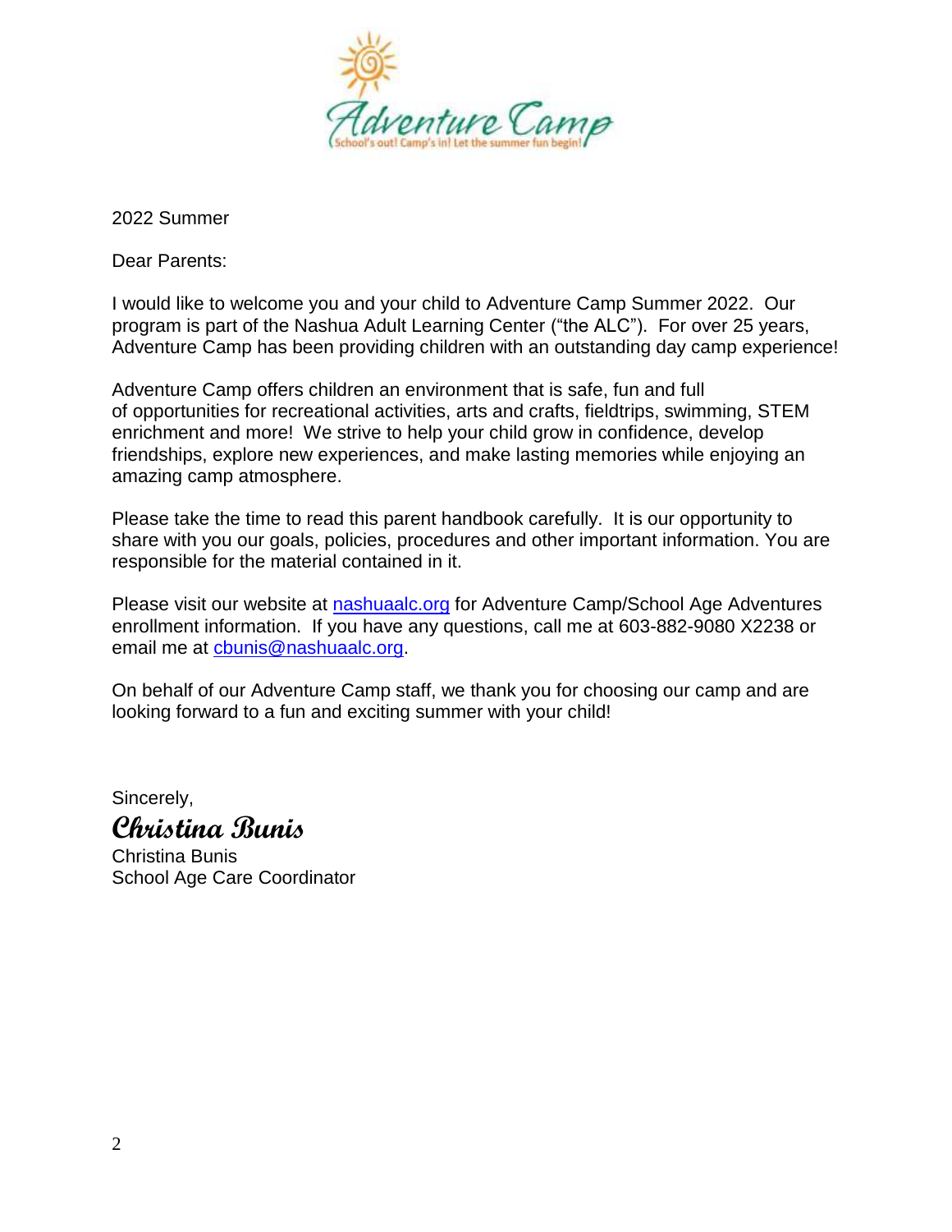2022 Summer

Dear Parents:

I would like to welcome you and your child to Adventure Camp Summer 2022. Our program is part of the Nashua Adult Learning Center ("the ALC"). For over 25 years, Adventure Camp has been providing children with an outstanding day camp experience!

Adventure Camp offers children an environment that is safe, fun and full of opportunities for recreational activities, arts and crafts, fieldtrips, swimming, STEM enrichment and more! We strive to help your child grow in confidence, develop friendships, explore new experiences, and make lasting memories while enjoying an amazing camp atmosphere.

Please take the time to read this parent handbook carefully. It is our opportunity to share with you our goals, policies, procedures and other important information. You are responsible for the material contained in it.

Please visit our website at [nashuaalc.org](nashuaalc.org) for Adventure Camp/School Age Adventures enrollment information. If you have any questions, call me at 603-882-9080 X2238 or email me at [cbunis@nashuaalc.org](mailto:cbunis@nashuaalc.org).

On behalf of our Adventure Camp staff, we thank you for choosing our camp and are looking forward to a fun and exciting summer with your child!

Sincerely,

*Christina Bunis*

Christina Bunis
School Age Care Coordinator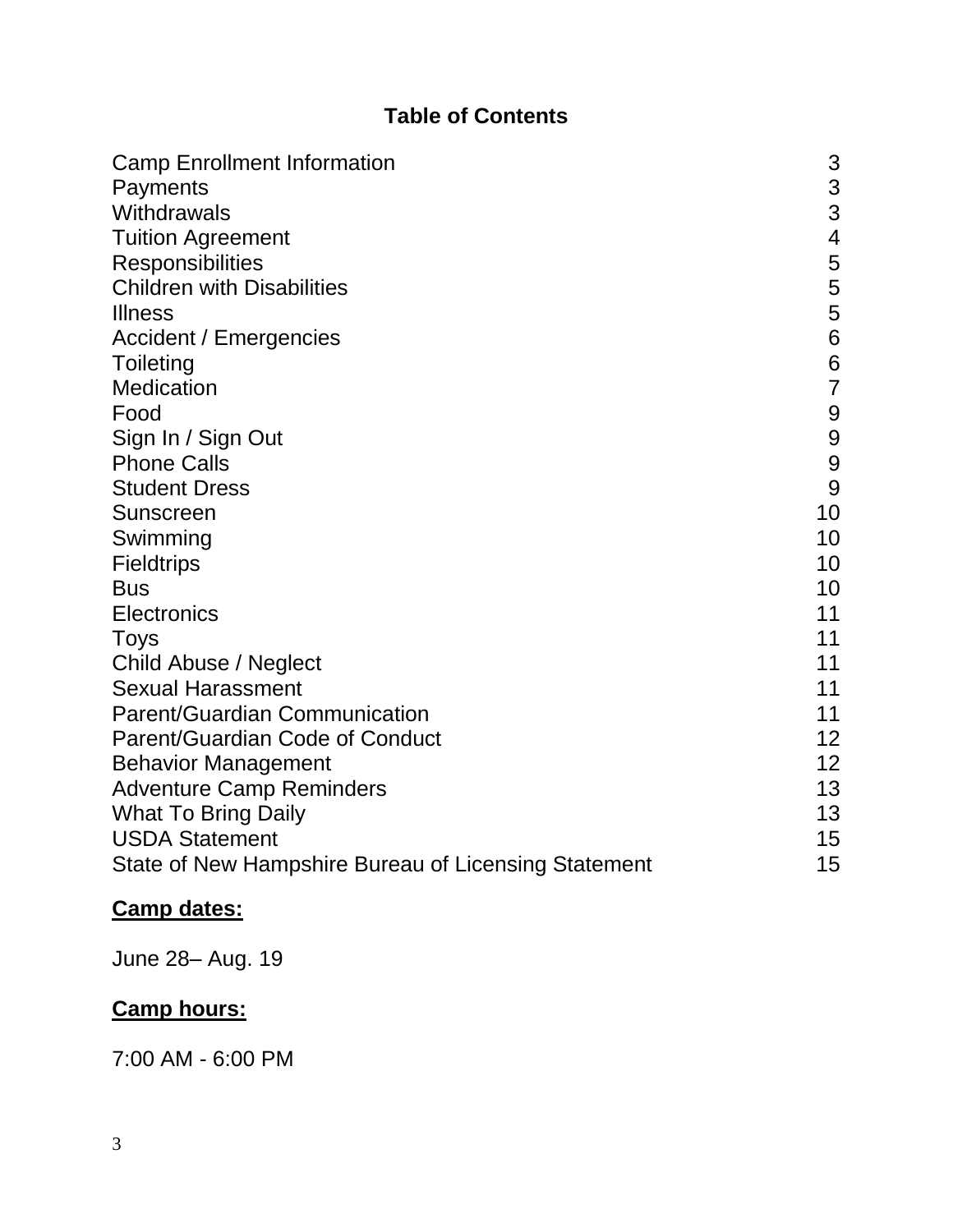## Table of Contents

| | |
|---|---|
| Camp Enrollment Information | 3 |
| Payments | 3 |
| Withdrawals | 3 |
| Tuition Agreement | 4 |
| Responsibilities | 5 |
| Children with Disabilities | 5 |
| Illness | 5 |
| Accident / Emergencies | 6 |
| Toileting | 6 |
| Medication | 7 |
| Food | 9 |
| Sign In / Sign Out | 9 |
| Phone Calls | 9 |
| Student Dress | 9 |
| Sunscreen | 10 |
| Swimming | 10 |
| Fieldtrips | 10 |
| Bus | 10 |
| Electronics | 11 |
| Toys | 11 |
| Child Abuse / Neglect | 11 |
| Sexual Harassment | 11 |
| Parent/Guardian Communication | 11 |
| Parent/Guardian Code of Conduct | 12 |
| Behavior Management | 12 |
| Adventure Camp Reminders | 13 |
| What To Bring Daily | 13 |
| USDA Statement | 15 |
| State of New Hampshire Bureau of Licensing Statement | 15 |

**Camp dates:**

June 28– Aug. 19

**Camp hours:**

7:00 AM - 6:00 PM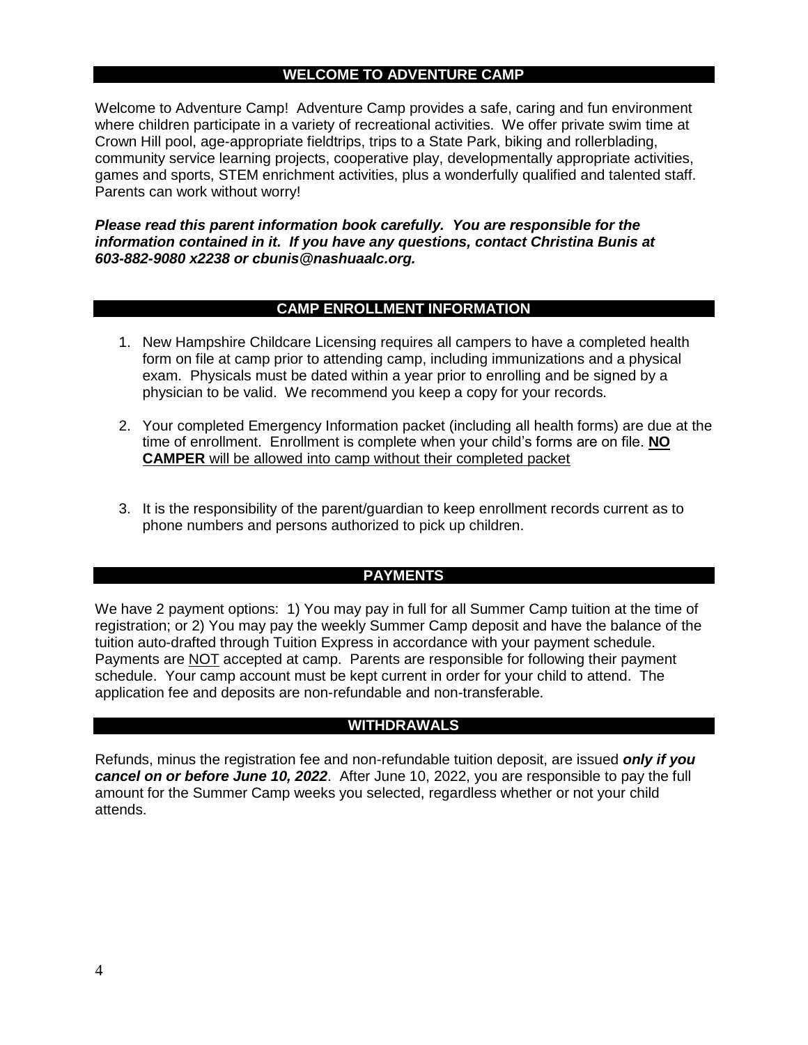## WELCOME TO ADVENTURE CAMP

Welcome to Adventure Camp! Adventure Camp provides a safe, caring and fun environment where children participate in a variety of recreational activities. We offer private swim time at Crown Hill pool, age-appropriate fieldtrips, trips to a State Park, biking and rollerblading, community service learning projects, cooperative play, developmentally appropriate activities, games and sports, STEM enrichment activities, plus a wonderfully qualified and talented staff. Parents can work without worry!

***Please read this parent information book carefully. You are responsible for the information contained in it. If you have any questions, contact Christina Bunis at 603-882-9080 x2238 or cbunis@nashuaalc.org.***

## CAMP ENROLLMENT INFORMATION

1. New Hampshire Childcare Licensing requires all campers to have a completed health form on file at camp prior to attending camp, including immunizations and a physical exam. Physicals must be dated within a year prior to enrolling and be signed by a physician to be valid. We recommend you keep a copy for your records.

2. Your completed Emergency Information packet (including all health forms) are due at the time of enrollment. Enrollment is complete when your child's forms are on file. <u>**NO CAMPER** will be allowed into camp without their completed packet</u>

3. It is the responsibility of the parent/guardian to keep enrollment records current as to phone numbers and persons authorized to pick up children.

## PAYMENTS

We have 2 payment options: 1) You may pay in full for all Summer Camp tuition at the time of registration; or 2) You may pay the weekly Summer Camp deposit and have the balance of the tuition auto-drafted through Tuition Express in accordance with your payment schedule. Payments are <u>NOT</u> accepted at camp. Parents are responsible for following their payment schedule. Your camp account must be kept current in order for your child to attend. The application fee and deposits are non-refundable and non-transferable.

## WITHDRAWALS

Refunds, minus the registration fee and non-refundable tuition deposit, are issued ***only if you cancel on or before June 10, 2022***. After June 10, 2022, you are responsible to pay the full amount for the Summer Camp weeks you selected, regardless whether or not your child attends.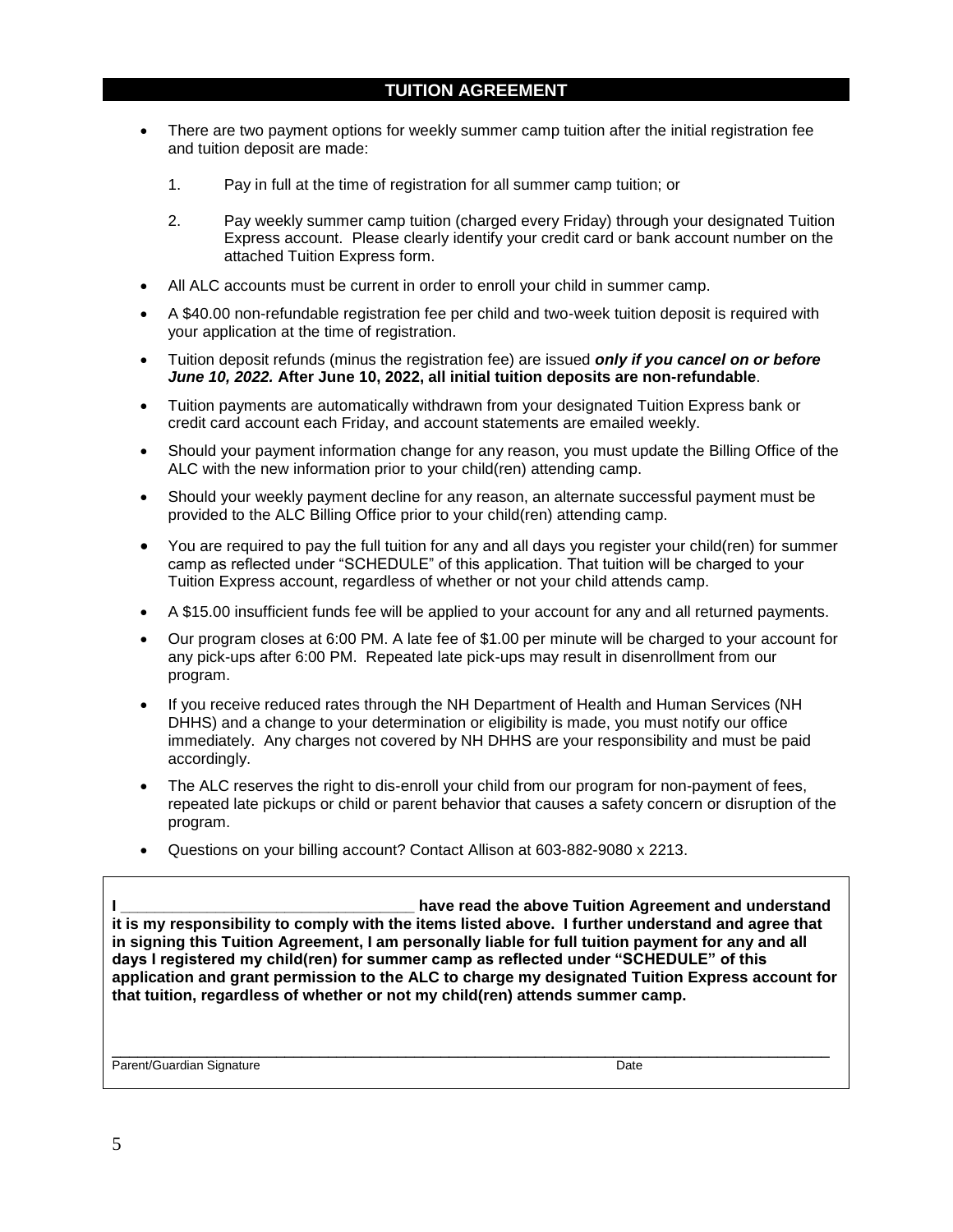## TUITION AGREEMENT

- There are two payment options for weekly summer camp tuition after the initial registration fee and tuition deposit are made:

    1. Pay in full at the time of registration for all summer camp tuition; or

    2. Pay weekly summer camp tuition (charged every Friday) through your designated Tuition Express account. Please clearly identify your credit card or bank account number on the attached Tuition Express form.

- All ALC accounts must be current in order to enroll your child in summer camp.
- A $40.00 non-refundable registration fee per child and two-week tuition deposit is required with your application at the time of registration.
- Tuition deposit refunds (minus the registration fee) are issued ***only if you cancel on or before June 10, 2022.*** **After June 10, 2022, all initial tuition deposits are non-refundable**.
- Tuition payments are automatically withdrawn from your designated Tuition Express bank or credit card account each Friday, and account statements are emailed weekly.
- Should your payment information change for any reason, you must update the Billing Office of the ALC with the new information prior to your child(ren) attending camp.
- Should your weekly payment decline for any reason, an alternate successful payment must be provided to the ALC Billing Office prior to your child(ren) attending camp.
- You are required to pay the full tuition for any and all days you register your child(ren) for summer camp as reflected under "SCHEDULE" of this application. That tuition will be charged to your Tuition Express account, regardless of whether or not your child attends camp.
- A $15.00 insufficient funds fee will be applied to your account for any and all returned payments.
- Our program closes at 6:00 PM. A late fee of $1.00 per minute will be charged to your account for any pick-ups after 6:00 PM. Repeated late pick-ups may result in disenrollment from our program.
- If you receive reduced rates through the NH Department of Health and Human Services (NH DHHS) and a change to your determination or eligibility is made, you must notify our office immediately. Any charges not covered by NH DHHS are your responsibility and must be paid accordingly.
- The ALC reserves the right to dis-enroll your child from our program for non-payment of fees, repeated late pickups or child or parent behavior that causes a safety concern or disruption of the program.
- Questions on your billing account? Contact Allison at 603-882-9080 x 2213.

**I ___________________________________ have read the above Tuition Agreement and understand it is my responsibility to comply with the items listed above. I further understand and agree that in signing this Tuition Agreement, I am personally liable for full tuition payment for any and all days I registered my child(ren) for summer camp as reflected under "SCHEDULE" of this application and grant permission to the ALC to charge my designated Tuition Express account for that tuition, regardless of whether or not my child(ren) attends summer camp.**

______________________________________________________________________________________

Parent/Guardian Signature Date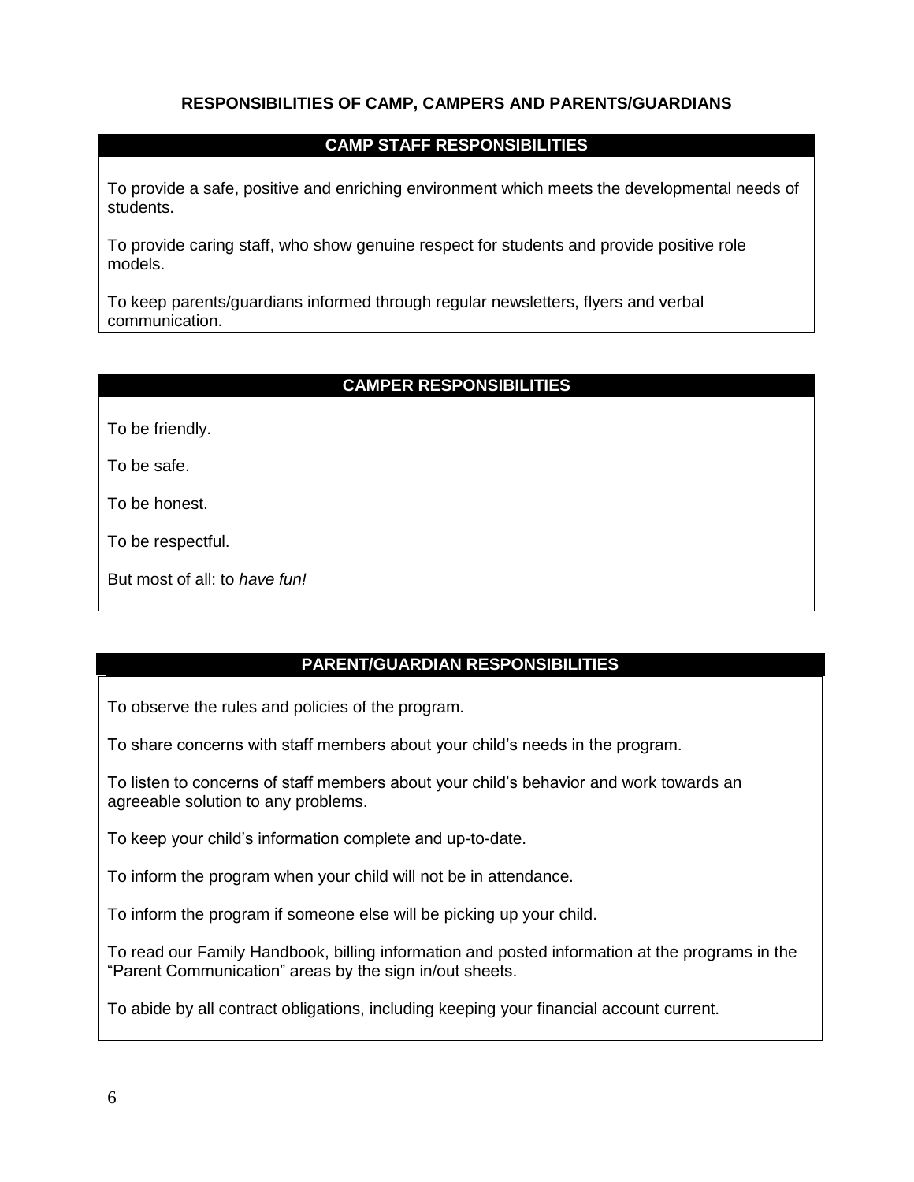# RESPONSIBILITIES OF CAMP, CAMPERS AND PARENTS/GUARDIANS

## CAMP STAFF RESPONSIBILITIES

To provide a safe, positive and enriching environment which meets the developmental needs of students.

To provide caring staff, who show genuine respect for students and provide positive role models.

To keep parents/guardians informed through regular newsletters, flyers and verbal communication.

## CAMPER RESPONSIBILITIES

To be friendly.

To be safe.

To be honest.

To be respectful.

But most of all: to *have fun!*

## PARENT/GUARDIAN RESPONSIBILITIES

To observe the rules and policies of the program.

To share concerns with staff members about your child's needs in the program.

To listen to concerns of staff members about your child's behavior and work towards an agreeable solution to any problems.

To keep your child's information complete and up-to-date.

To inform the program when your child will not be in attendance.

To inform the program if someone else will be picking up your child.

To read our Family Handbook, billing information and posted information at the programs in the "Parent Communication" areas by the sign in/out sheets.

To abide by all contract obligations, including keeping your financial account current.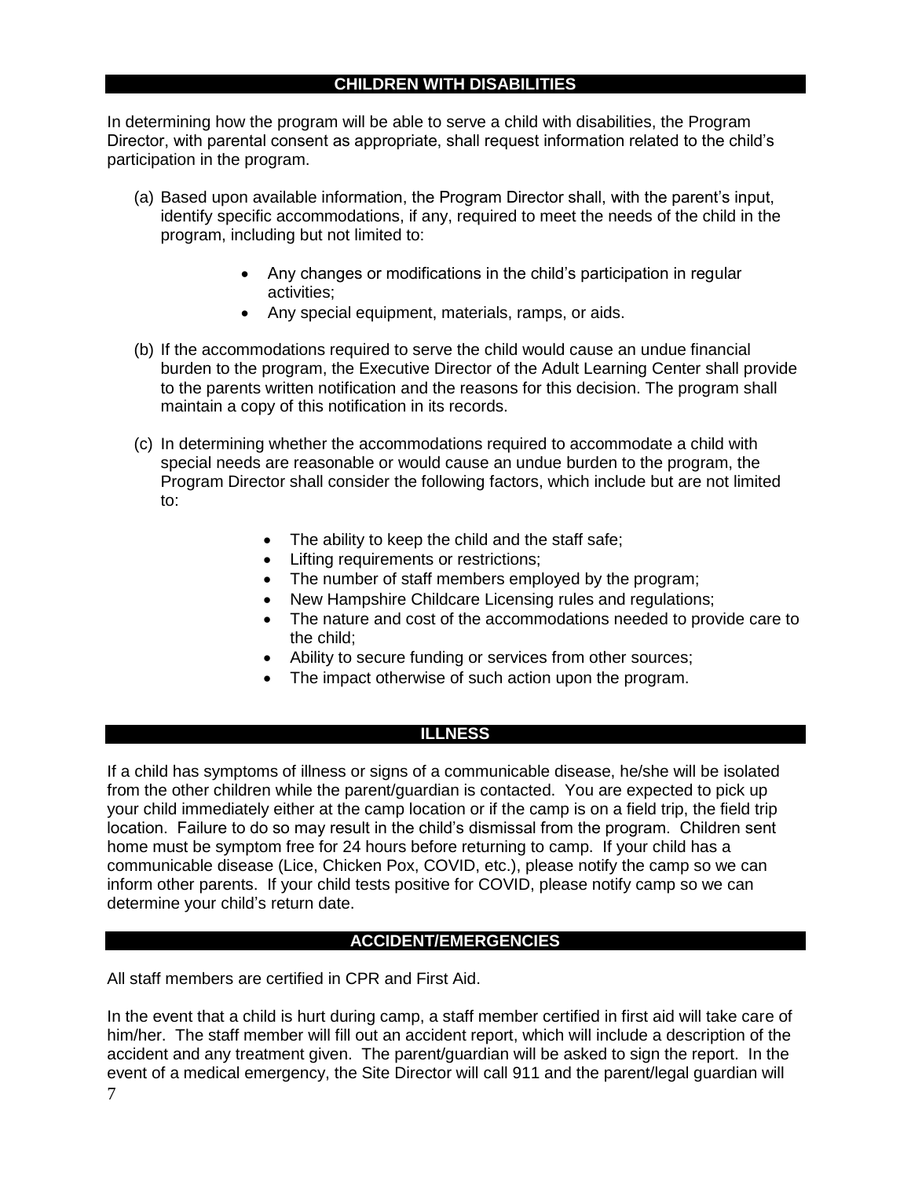## CHILDREN WITH DISABILITIES

In determining how the program will be able to serve a child with disabilities, the Program Director, with parental consent as appropriate, shall request information related to the child's participation in the program.

(a) Based upon available information, the Program Director shall, with the parent's input, identify specific accommodations, if any, required to meet the needs of the child in the program, including but not limited to:

- Any changes or modifications in the child's participation in regular activities;
- Any special equipment, materials, ramps, or aids.

(b) If the accommodations required to serve the child would cause an undue financial burden to the program, the Executive Director of the Adult Learning Center shall provide to the parents written notification and the reasons for this decision. The program shall maintain a copy of this notification in its records.

(c) In determining whether the accommodations required to accommodate a child with special needs are reasonable or would cause an undue burden to the program, the Program Director shall consider the following factors, which include but are not limited to:

- The ability to keep the child and the staff safe;
- Lifting requirements or restrictions;
- The number of staff members employed by the program;
- New Hampshire Childcare Licensing rules and regulations;
- The nature and cost of the accommodations needed to provide care to the child;
- Ability to secure funding or services from other sources;
- The impact otherwise of such action upon the program.

## ILLNESS

If a child has symptoms of illness or signs of a communicable disease, he/she will be isolated from the other children while the parent/guardian is contacted. You are expected to pick up your child immediately either at the camp location or if the camp is on a field trip, the field trip location. Failure to do so may result in the child's dismissal from the program. Children sent home must be symptom free for 24 hours before returning to camp. If your child has a communicable disease (Lice, Chicken Pox, COVID, etc.), please notify the camp so we can inform other parents. If your child tests positive for COVID, please notify camp so we can determine your child's return date.

## ACCIDENT/EMERGENCIES

All staff members are certified in CPR and First Aid.

In the event that a child is hurt during camp, a staff member certified in first aid will take care of him/her. The staff member will fill out an accident report, which will include a description of the accident and any treatment given. The parent/guardian will be asked to sign the report. In the event of a medical emergency, the Site Director will call 911 and the parent/legal guardian will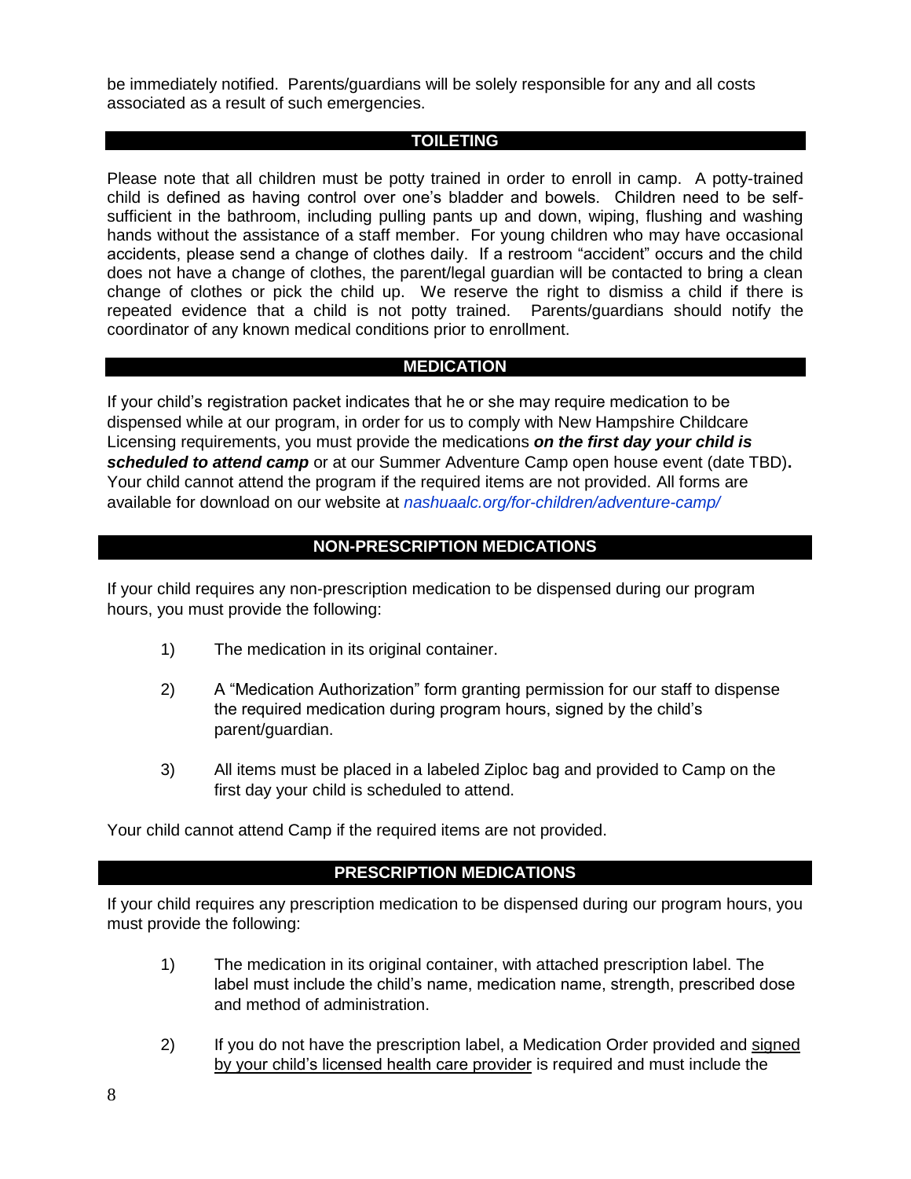be immediately notified. Parents/guardians will be solely responsible for any and all costs associated as a result of such emergencies.

## TOILETING

Please note that all children must be potty trained in order to enroll in camp. A potty-trained child is defined as having control over one's bladder and bowels. Children need to be self-sufficient in the bathroom, including pulling pants up and down, wiping, flushing and washing hands without the assistance of a staff member. For young children who may have occasional accidents, please send a change of clothes daily. If a restroom "accident" occurs and the child does not have a change of clothes, the parent/legal guardian will be contacted to bring a clean change of clothes or pick the child up. We reserve the right to dismiss a child if there is repeated evidence that a child is not potty trained. Parents/guardians should notify the coordinator of any known medical conditions prior to enrollment.

## MEDICATION

If your child's registration packet indicates that he or she may require medication to be dispensed while at our program, in order for us to comply with New Hampshire Childcare Licensing requirements, you must provide the medications ***on the first day your child is scheduled to attend camp*** or at our Summer Adventure Camp open house event (date TBD). Your child cannot attend the program if the required items are not provided. All forms are available for download on our website at *nashuaalc.org/for-children/adventure-camp/*

## NON-PRESCRIPTION MEDICATIONS

If your child requires any non-prescription medication to be dispensed during our program hours, you must provide the following:

1) The medication in its original container.

2) A "Medication Authorization" form granting permission for our staff to dispense the required medication during program hours, signed by the child's parent/guardian.

3) All items must be placed in a labeled Ziploc bag and provided to Camp on the first day your child is scheduled to attend.

Your child cannot attend Camp if the required items are not provided.

## PRESCRIPTION MEDICATIONS

If your child requires any prescription medication to be dispensed during our program hours, you must provide the following:

1) The medication in its original container, with attached prescription label. The label must include the child's name, medication name, strength, prescribed dose and method of administration.

2) If you do not have the prescription label, a Medication Order provided and <u>signed by your child's licensed health care provider</u> is required and must include the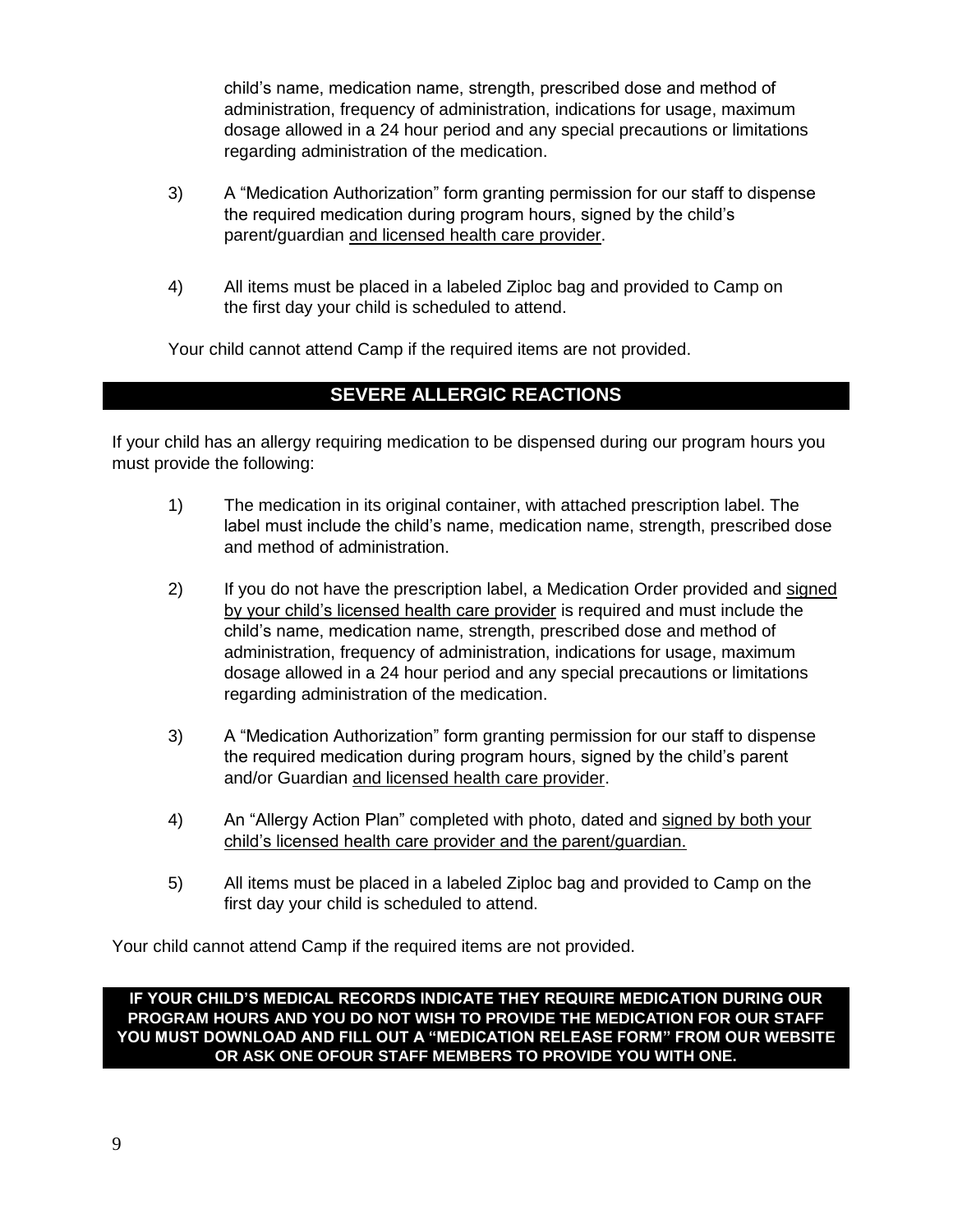child's name, medication name, strength, prescribed dose and method of administration, frequency of administration, indications for usage, maximum dosage allowed in a 24 hour period and any special precautions or limitations regarding administration of the medication.

3) A "Medication Authorization" form granting permission for our staff to dispense the required medication during program hours, signed by the child's parent/guardian <u>and licensed health care provider</u>.

4) All items must be placed in a labeled Ziploc bag and provided to Camp on the first day your child is scheduled to attend.

Your child cannot attend Camp if the required items are not provided.

## SEVERE ALLERGIC REACTIONS

If your child has an allergy requiring medication to be dispensed during our program hours you must provide the following:

1) The medication in its original container, with attached prescription label. The label must include the child's name, medication name, strength, prescribed dose and method of administration.

2) If you do not have the prescription label, a Medication Order provided and <u>signed by your child's licensed health care provider</u> is required and must include the child's name, medication name, strength, prescribed dose and method of administration, frequency of administration, indications for usage, maximum dosage allowed in a 24 hour period and any special precautions or limitations regarding administration of the medication.

3) A "Medication Authorization" form granting permission for our staff to dispense the required medication during program hours, signed by the child's parent and/or Guardian <u>and licensed health care provider</u>.

4) An "Allergy Action Plan" completed with photo, dated and <u>signed by both your child's licensed health care provider and the parent/guardian.</u>

5) All items must be placed in a labeled Ziploc bag and provided to Camp on the first day your child is scheduled to attend.

Your child cannot attend Camp if the required items are not provided.

**IF YOUR CHILD'S MEDICAL RECORDS INDICATE THEY REQUIRE MEDICATION DURING OUR PROGRAM HOURS AND YOU DO NOT WISH TO PROVIDE THE MEDICATION FOR OUR STAFF YOU MUST DOWNLOAD AND FILL OUT A "MEDICATION RELEASE FORM" FROM OUR WEBSITE OR ASK ONE OFOUR STAFF MEMBERS TO PROVIDE YOU WITH ONE.**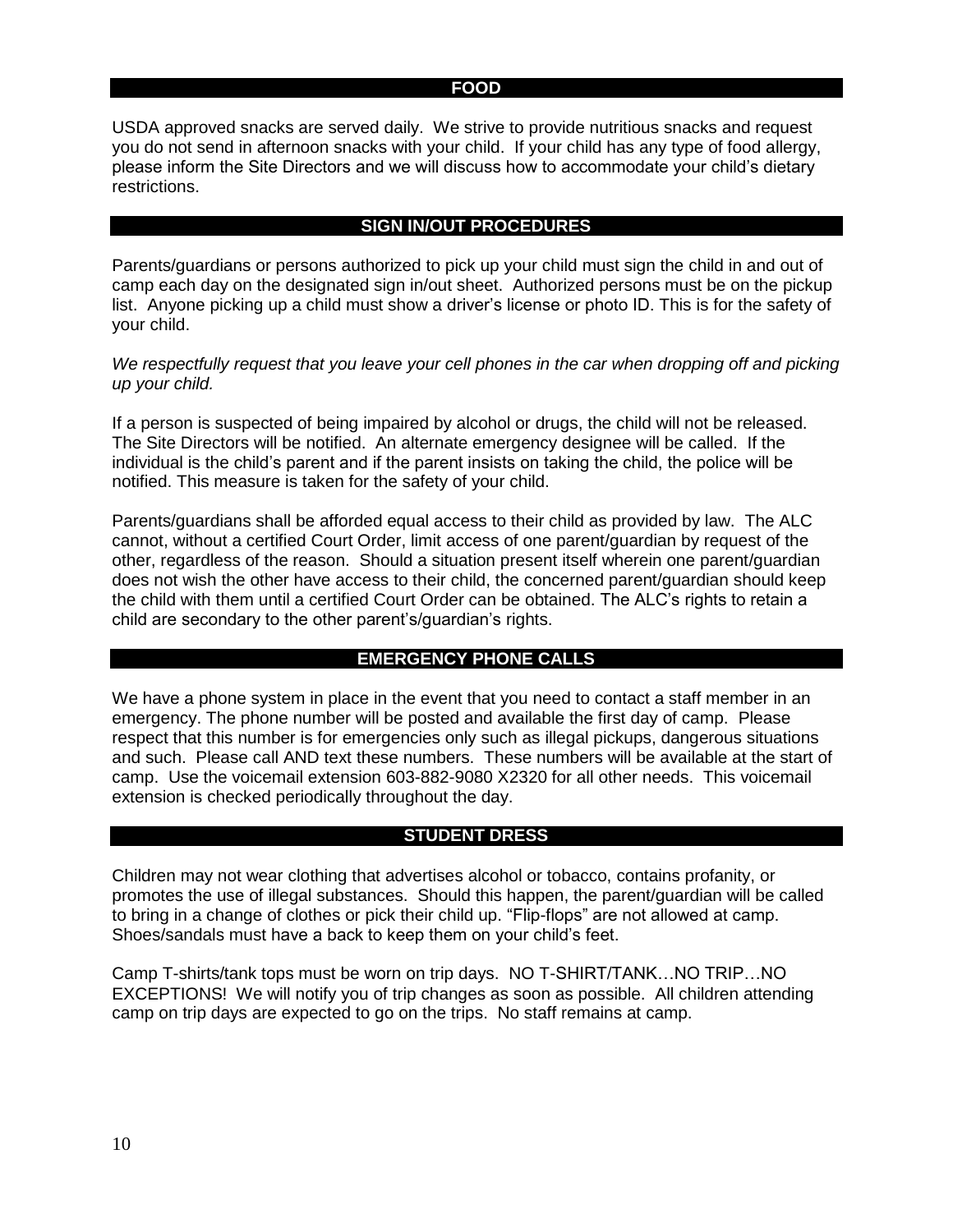## FOOD

USDA approved snacks are served daily. We strive to provide nutritious snacks and request you do not send in afternoon snacks with your child. If your child has any type of food allergy, please inform the Site Directors and we will discuss how to accommodate your child's dietary restrictions.

## SIGN IN/OUT PROCEDURES

Parents/guardians or persons authorized to pick up your child must sign the child in and out of camp each day on the designated sign in/out sheet. Authorized persons must be on the pickup list. Anyone picking up a child must show a driver's license or photo ID. This is for the safety of your child.

*We respectfully request that you leave your cell phones in the car when dropping off and picking up your child.*

If a person is suspected of being impaired by alcohol or drugs, the child will not be released. The Site Directors will be notified. An alternate emergency designee will be called. If the individual is the child's parent and if the parent insists on taking the child, the police will be notified. This measure is taken for the safety of your child.

Parents/guardians shall be afforded equal access to their child as provided by law. The ALC cannot, without a certified Court Order, limit access of one parent/guardian by request of the other, regardless of the reason. Should a situation present itself wherein one parent/guardian does not wish the other have access to their child, the concerned parent/guardian should keep the child with them until a certified Court Order can be obtained. The ALC's rights to retain a child are secondary to the other parent's/guardian's rights.

## EMERGENCY PHONE CALLS

We have a phone system in place in the event that you need to contact a staff member in an emergency. The phone number will be posted and available the first day of camp. Please respect that this number is for emergencies only such as illegal pickups, dangerous situations and such. Please call AND text these numbers. These numbers will be available at the start of camp. Use the voicemail extension 603-882-9080 X2320 for all other needs. This voicemail extension is checked periodically throughout the day.

## STUDENT DRESS

Children may not wear clothing that advertises alcohol or tobacco, contains profanity, or promotes the use of illegal substances. Should this happen, the parent/guardian will be called to bring in a change of clothes or pick their child up. "Flip-flops" are not allowed at camp. Shoes/sandals must have a back to keep them on your child's feet.

Camp T-shirts/tank tops must be worn on trip days. NO T-SHIRT/TANK…NO TRIP…NO EXCEPTIONS! We will notify you of trip changes as soon as possible. All children attending camp on trip days are expected to go on the trips. No staff remains at camp.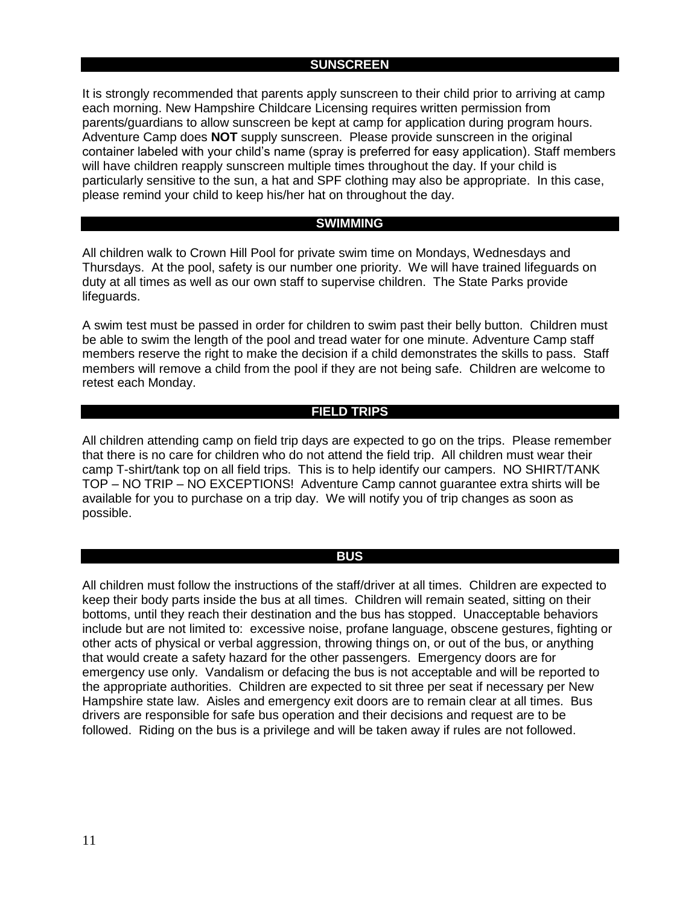## SUNSCREEN

It is strongly recommended that parents apply sunscreen to their child prior to arriving at camp each morning. New Hampshire Childcare Licensing requires written permission from parents/guardians to allow sunscreen be kept at camp for application during program hours. Adventure Camp does **NOT** supply sunscreen. Please provide sunscreen in the original container labeled with your child's name (spray is preferred for easy application). Staff members will have children reapply sunscreen multiple times throughout the day. If your child is particularly sensitive to the sun, a hat and SPF clothing may also be appropriate. In this case, please remind your child to keep his/her hat on throughout the day.

## SWIMMING

All children walk to Crown Hill Pool for private swim time on Mondays, Wednesdays and Thursdays. At the pool, safety is our number one priority. We will have trained lifeguards on duty at all times as well as our own staff to supervise children. The State Parks provide lifeguards.

A swim test must be passed in order for children to swim past their belly button. Children must be able to swim the length of the pool and tread water for one minute. Adventure Camp staff members reserve the right to make the decision if a child demonstrates the skills to pass. Staff members will remove a child from the pool if they are not being safe. Children are welcome to retest each Monday.

## FIELD TRIPS

All children attending camp on field trip days are expected to go on the trips. Please remember that there is no care for children who do not attend the field trip. All children must wear their camp T-shirt/tank top on all field trips. This is to help identify our campers. NO SHIRT/TANK TOP – NO TRIP – NO EXCEPTIONS! Adventure Camp cannot guarantee extra shirts will be available for you to purchase on a trip day. We will notify you of trip changes as soon as possible.

## BUS

All children must follow the instructions of the staff/driver at all times. Children are expected to keep their body parts inside the bus at all times. Children will remain seated, sitting on their bottoms, until they reach their destination and the bus has stopped. Unacceptable behaviors include but are not limited to: excessive noise, profane language, obscene gestures, fighting or other acts of physical or verbal aggression, throwing things on, or out of the bus, or anything that would create a safety hazard for the other passengers. Emergency doors are for emergency use only. Vandalism or defacing the bus is not acceptable and will be reported to the appropriate authorities. Children are expected to sit three per seat if necessary per New Hampshire state law. Aisles and emergency exit doors are to remain clear at all times. Bus drivers are responsible for safe bus operation and their decisions and request are to be followed. Riding on the bus is a privilege and will be taken away if rules are not followed.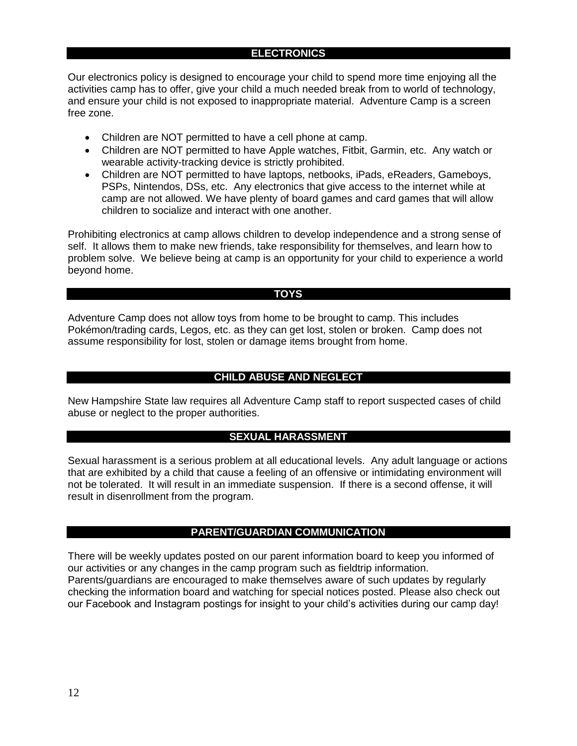## ELECTRONICS

Our electronics policy is designed to encourage your child to spend more time enjoying all the activities camp has to offer, give your child a much needed break from to world of technology, and ensure your child is not exposed to inappropriate material. Adventure Camp is a screen free zone.

- Children are NOT permitted to have a cell phone at camp.
- Children are NOT permitted to have Apple watches, Fitbit, Garmin, etc. Any watch or wearable activity-tracking device is strictly prohibited.
- Children are NOT permitted to have laptops, netbooks, iPads, eReaders, Gameboys, PSPs, Nintendos, DSs, etc. Any electronics that give access to the internet while at camp are not allowed. We have plenty of board games and card games that will allow children to socialize and interact with one another.

Prohibiting electronics at camp allows children to develop independence and a strong sense of self. It allows them to make new friends, take responsibility for themselves, and learn how to problem solve. We believe being at camp is an opportunity for your child to experience a world beyond home.

## TOYS

Adventure Camp does not allow toys from home to be brought to camp. This includes Pokémon/trading cards, Legos, etc. as they can get lost, stolen or broken. Camp does not assume responsibility for lost, stolen or damage items brought from home.

## CHILD ABUSE AND NEGLECT

New Hampshire State law requires all Adventure Camp staff to report suspected cases of child abuse or neglect to the proper authorities.

## SEXUAL HARASSMENT

Sexual harassment is a serious problem at all educational levels. Any adult language or actions that are exhibited by a child that cause a feeling of an offensive or intimidating environment will not be tolerated. It will result in an immediate suspension. If there is a second offense, it will result in disenrollment from the program.

## PARENT/GUARDIAN COMMUNICATION

There will be weekly updates posted on our parent information board to keep you informed of our activities or any changes in the camp program such as fieldtrip information. Parents/guardians are encouraged to make themselves aware of such updates by regularly checking the information board and watching for special notices posted. Please also check out our Facebook and Instagram postings for insight to your child's activities during our camp day!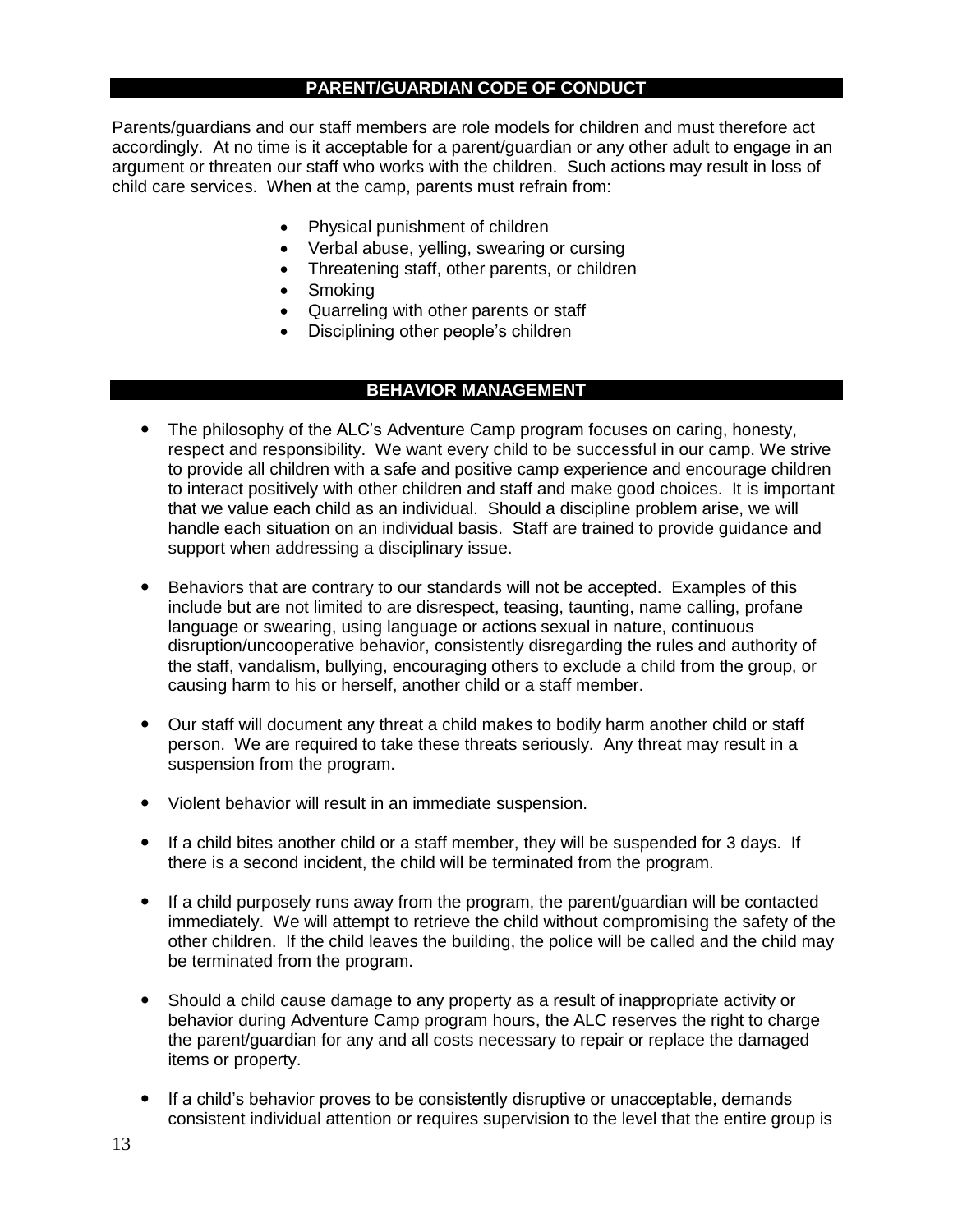## PARENT/GUARDIAN CODE OF CONDUCT

Parents/guardians and our staff members are role models for children and must therefore act accordingly. At no time is it acceptable for a parent/guardian or any other adult to engage in an argument or threaten our staff who works with the children. Such actions may result in loss of child care services. When at the camp, parents must refrain from:

- Physical punishment of children
- Verbal abuse, yelling, swearing or cursing
- Threatening staff, other parents, or children
- Smoking
- Quarreling with other parents or staff
- Disciplining other people's children

## BEHAVIOR MANAGEMENT

- The philosophy of the ALC's Adventure Camp program focuses on caring, honesty, respect and responsibility. We want every child to be successful in our camp. We strive to provide all children with a safe and positive camp experience and encourage children to interact positively with other children and staff and make good choices. It is important that we value each child as an individual. Should a discipline problem arise, we will handle each situation on an individual basis. Staff are trained to provide guidance and support when addressing a disciplinary issue.

- Behaviors that are contrary to our standards will not be accepted. Examples of this include but are not limited to are disrespect, teasing, taunting, name calling, profane language or swearing, using language or actions sexual in nature, continuous disruption/uncooperative behavior, consistently disregarding the rules and authority of the staff, vandalism, bullying, encouraging others to exclude a child from the group, or causing harm to his or herself, another child or a staff member.

- Our staff will document any threat a child makes to bodily harm another child or staff person. We are required to take these threats seriously. Any threat may result in a suspension from the program.

- Violent behavior will result in an immediate suspension.

- If a child bites another child or a staff member, they will be suspended for 3 days. If there is a second incident, the child will be terminated from the program.

- If a child purposely runs away from the program, the parent/guardian will be contacted immediately. We will attempt to retrieve the child without compromising the safety of the other children. If the child leaves the building, the police will be called and the child may be terminated from the program.

- Should a child cause damage to any property as a result of inappropriate activity or behavior during Adventure Camp program hours, the ALC reserves the right to charge the parent/guardian for any and all costs necessary to repair or replace the damaged items or property.

- If a child's behavior proves to be consistently disruptive or unacceptable, demands consistent individual attention or requires supervision to the level that the entire group is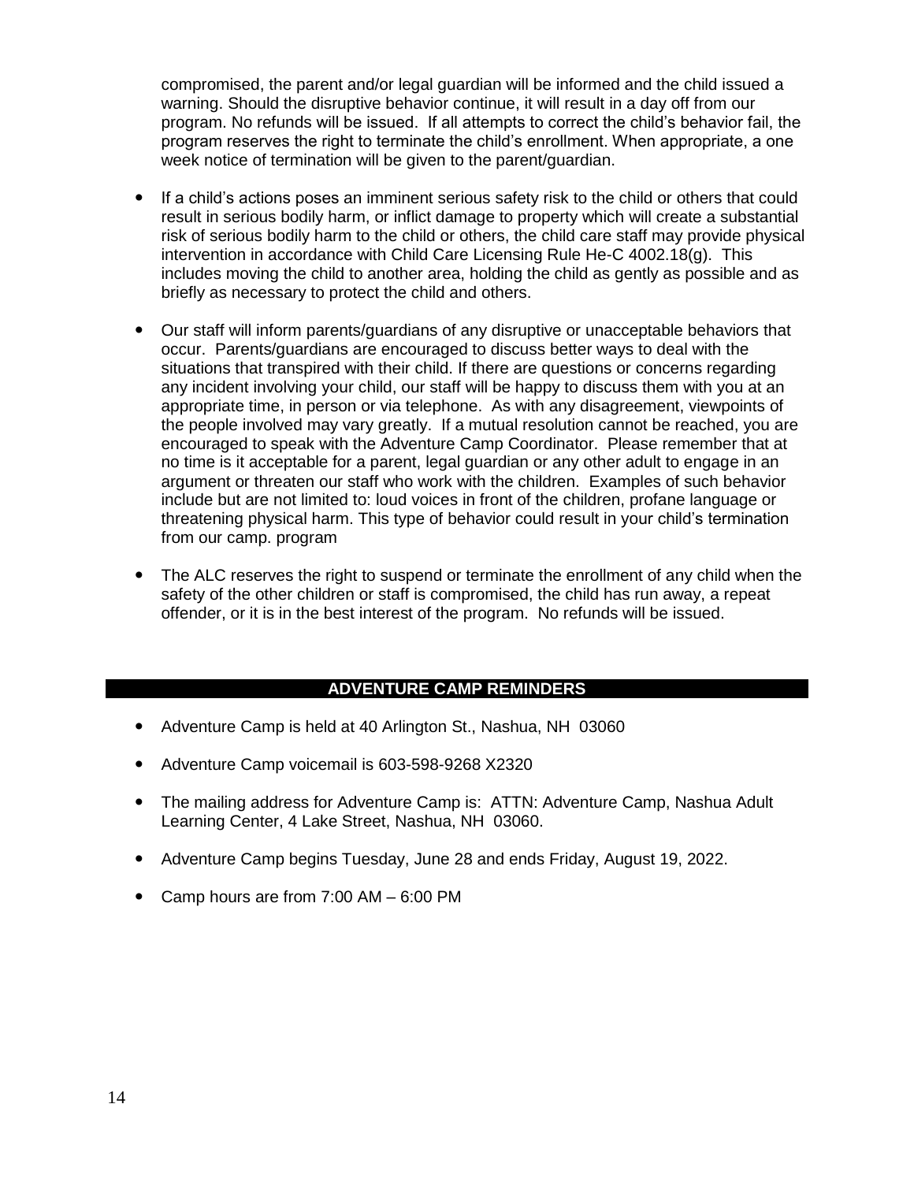compromised, the parent and/or legal guardian will be informed and the child issued a warning. Should the disruptive behavior continue, it will result in a day off from our program. No refunds will be issued. If all attempts to correct the child's behavior fail, the program reserves the right to terminate the child's enrollment. When appropriate, a one week notice of termination will be given to the parent/guardian.

- If a child's actions poses an imminent serious safety risk to the child or others that could result in serious bodily harm, or inflict damage to property which will create a substantial risk of serious bodily harm to the child or others, the child care staff may provide physical intervention in accordance with Child Care Licensing Rule He-C 4002.18(g). This includes moving the child to another area, holding the child as gently as possible and as briefly as necessary to protect the child and others.

- Our staff will inform parents/guardians of any disruptive or unacceptable behaviors that occur. Parents/guardians are encouraged to discuss better ways to deal with the situations that transpired with their child. If there are questions or concerns regarding any incident involving your child, our staff will be happy to discuss them with you at an appropriate time, in person or via telephone. As with any disagreement, viewpoints of the people involved may vary greatly. If a mutual resolution cannot be reached, you are encouraged to speak with the Adventure Camp Coordinator. Please remember that at no time is it acceptable for a parent, legal guardian or any other adult to engage in an argument or threaten our staff who work with the children. Examples of such behavior include but are not limited to: loud voices in front of the children, profane language or threatening physical harm. This type of behavior could result in your child's termination from our camp. program

- The ALC reserves the right to suspend or terminate the enrollment of any child when the safety of the other children or staff is compromised, the child has run away, a repeat offender, or it is in the best interest of the program. No refunds will be issued.

## ADVENTURE CAMP REMINDERS

- Adventure Camp is held at 40 Arlington St., Nashua, NH 03060

- Adventure Camp voicemail is 603-598-9268 X2320

- The mailing address for Adventure Camp is: ATTN: Adventure Camp, Nashua Adult Learning Center, 4 Lake Street, Nashua, NH 03060.

- Adventure Camp begins Tuesday, June 28 and ends Friday, August 19, 2022.

- Camp hours are from 7:00 AM – 6:00 PM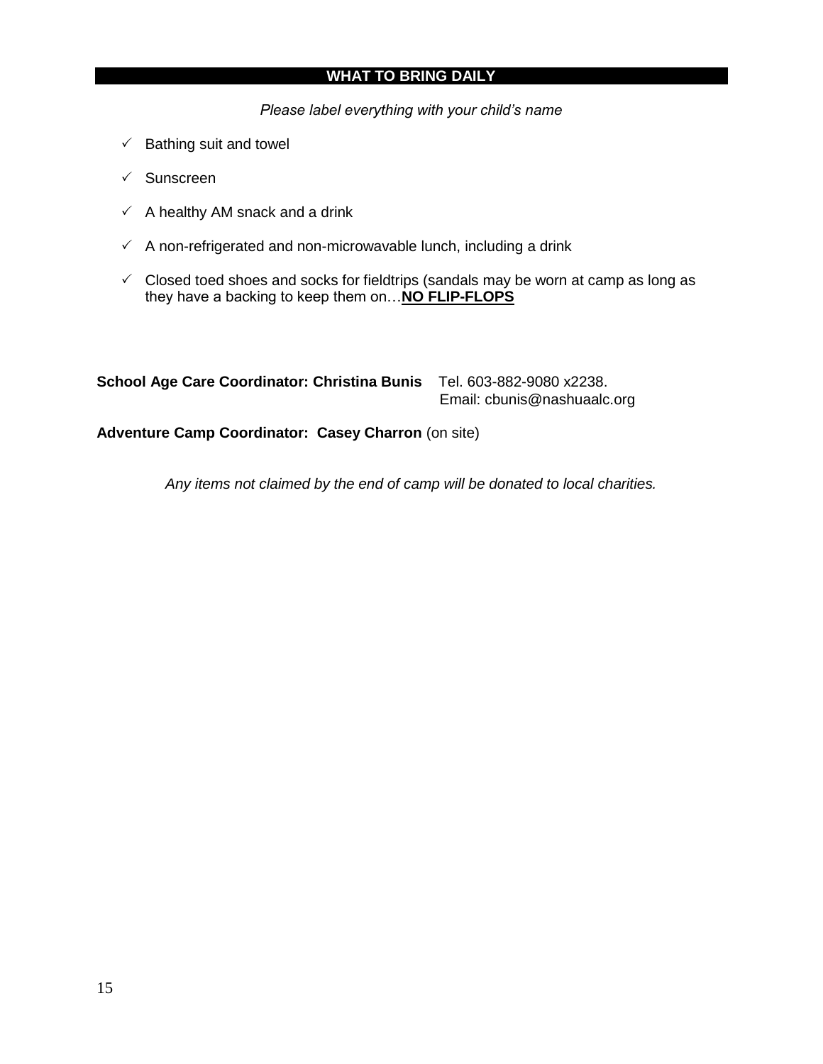## WHAT TO BRING DAILY

*Please label everything with your child's name*

- ✓ Bathing suit and towel
- ✓ Sunscreen
- ✓ A healthy AM snack and a drink
- ✓ A non-refrigerated and non-microwavable lunch, including a drink
- ✓ Closed toed shoes and socks for fieldtrips (sandals may be worn at camp as long as they have a backing to keep them on…**NO FLIP-FLOPS**

**School Age Care Coordinator: Christina Bunis** Tel. 603-882-9080 x2238.
Email: cbunis@nashuaalc.org

**Adventure Camp Coordinator: Casey Charron** (on site)

*Any items not claimed by the end of camp will be donated to local charities.*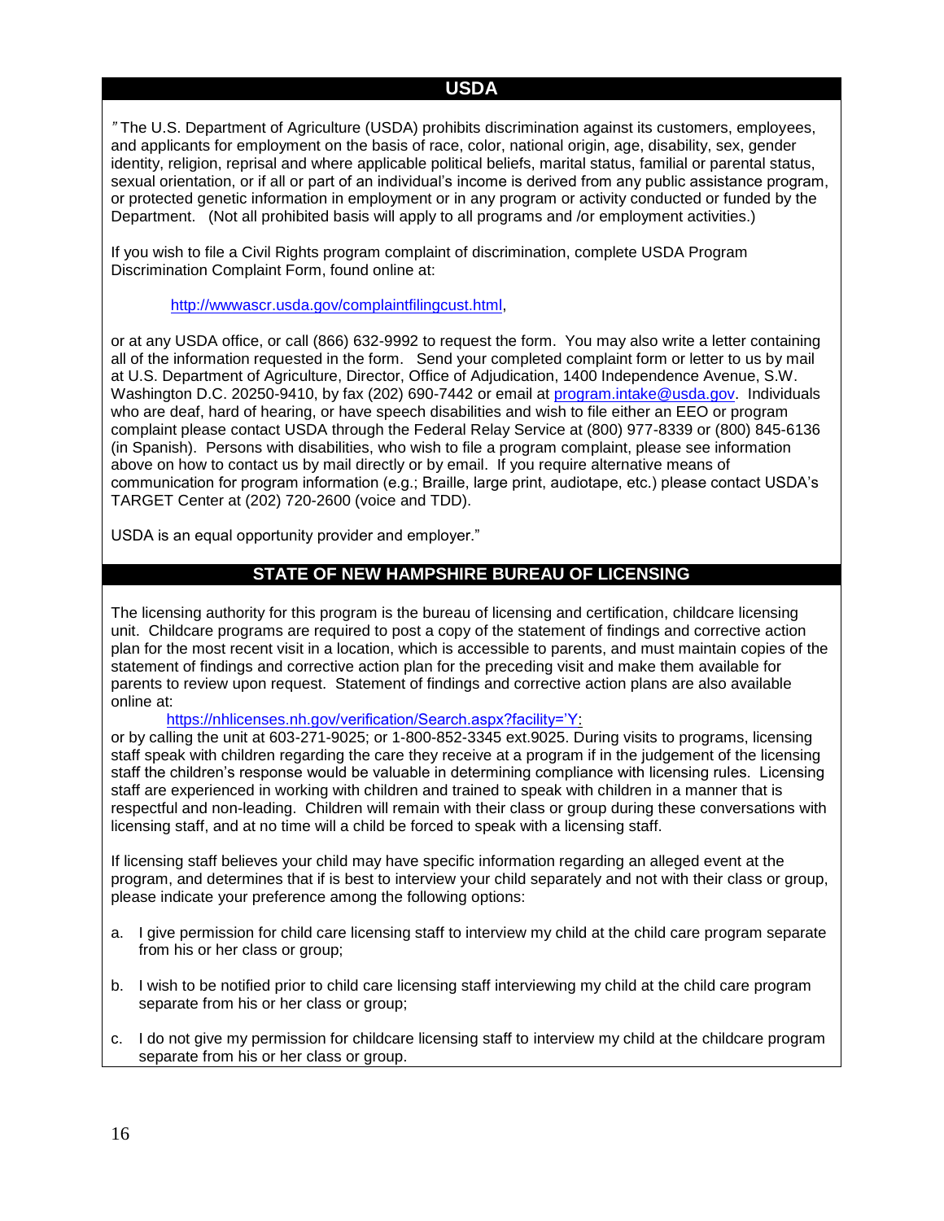## USDA

"The U.S. Department of Agriculture (USDA) prohibits discrimination against its customers, employees, and applicants for employment on the basis of race, color, national origin, age, disability, sex, gender identity, religion, reprisal and where applicable political beliefs, marital status, familial or parental status, sexual orientation, or if all or part of an individual's income is derived from any public assistance program, or protected genetic information in employment or in any program or activity conducted or funded by the Department. (Not all prohibited basis will apply to all programs and /or employment activities.)

If you wish to file a Civil Rights program complaint of discrimination, complete USDA Program Discrimination Complaint Form, found online at:

http://wwwascr.usda.gov/complaintfilingcust.html,

or at any USDA office, or call (866) 632-9992 to request the form. You may also write a letter containing all of the information requested in the form. Send your completed complaint form or letter to us by mail at U.S. Department of Agriculture, Director, Office of Adjudication, 1400 Independence Avenue, S.W. Washington D.C. 20250-9410, by fax (202) 690-7442 or email at program.intake@usda.gov. Individuals who are deaf, hard of hearing, or have speech disabilities and wish to file either an EEO or program complaint please contact USDA through the Federal Relay Service at (800) 977-8339 or (800) 845-6136 (in Spanish). Persons with disabilities, who wish to file a program complaint, please see information above on how to contact us by mail directly or by email. If you require alternative means of communication for program information (e.g.; Braille, large print, audiotape, etc.) please contact USDA's TARGET Center at (202) 720-2600 (voice and TDD).

USDA is an equal opportunity provider and employer."

## STATE OF NEW HAMPSHIRE BUREAU OF LICENSING

The licensing authority for this program is the bureau of licensing and certification, childcare licensing unit. Childcare programs are required to post a copy of the statement of findings and corrective action plan for the most recent visit in a location, which is accessible to parents, and must maintain copies of the statement of findings and corrective action plan for the preceding visit and make them available for parents to review upon request. Statement of findings and corrective action plans are also available online at:

https://nhlicenses.nh.gov/verification/Search.aspx?facility='Y:

or by calling the unit at 603-271-9025; or 1-800-852-3345 ext.9025. During visits to programs, licensing staff speak with children regarding the care they receive at a program if in the judgement of the licensing staff the children's response would be valuable in determining compliance with licensing rules. Licensing staff are experienced in working with children and trained to speak with children in a manner that is respectful and non-leading. Children will remain with their class or group during these conversations with licensing staff, and at no time will a child be forced to speak with a licensing staff.

If licensing staff believes your child may have specific information regarding an alleged event at the program, and determines that if is best to interview your child separately and not with their class or group, please indicate your preference among the following options:

a. I give permission for child care licensing staff to interview my child at the child care program separate from his or her class or group;

b. I wish to be notified prior to child care licensing staff interviewing my child at the child care program separate from his or her class or group;

c. I do not give my permission for childcare licensing staff to interview my child at the childcare program separate from his or her class or group.